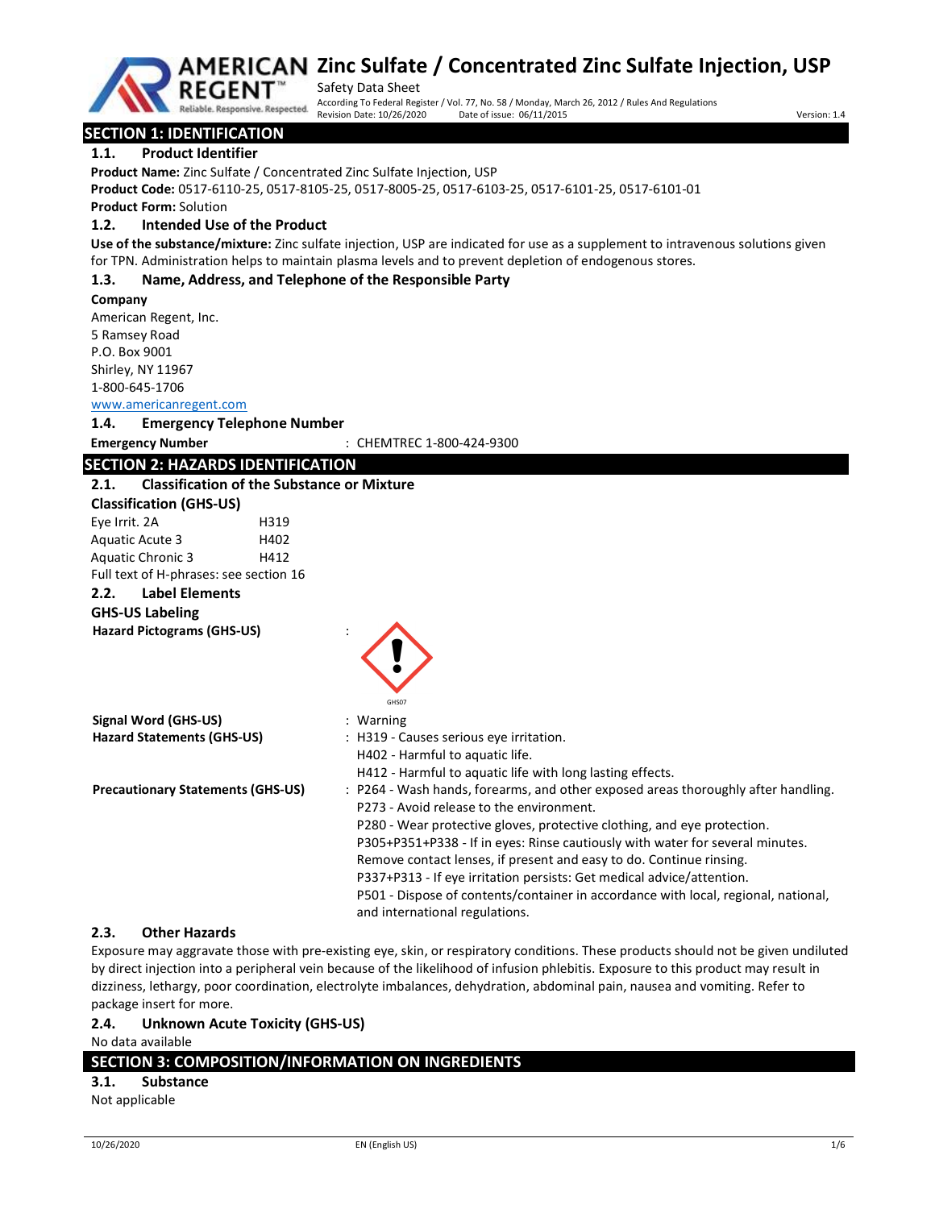# Zinc Sulfate / Concentrated Zinc Sulfate Injection, USP

Safety Data Sheet

According To Federal Register / Vol. 77, No. 58 / Monday, March 26, 2012 / Rules And Regulations

Revision Date: 10/26/2020    Date of issue: 06/11/2015    Version: 1.4

## SECTION 1: IDENTIFICATION

### 1.1. Product Identifier

**Product Name:** Zinc Sulfate / Concentrated Zinc Sulfate Injection, USP

**Product Code:** 0517-6110-25, 0517-8105-25, 0517-8005-25, 0517-6103-25, 0517-6101-25, 0517-6101-01

**Product Form:** Solution

### 1.2. Intended Use of the Product

**Use of the substance/mixture:** Zinc sulfate injection, USP are indicated for use as a supplement to intravenous solutions given for TPN. Administration helps to maintain plasma levels and to prevent depletion of endogenous stores.

### 1.3. Name, Address, and Telephone of the Responsible Party

**Company**

American Regent, Inc.
5 Ramsey Road
P.O. Box 9001
Shirley, NY 11967
1-800-645-1706
www.americanregent.com

### 1.4. Emergency Telephone Number

**Emergency Number** : CHEMTREC 1-800-424-9300

## SECTION 2: HAZARDS IDENTIFICATION

### 2.1. Classification of the Substance or Mixture

**Classification (GHS-US)**

| | |
|---|---|
| Eye Irrit. 2A | H319 |
| Aquatic Acute 3 | H402 |
| Aquatic Chronic 3 | H412 |

Full text of H-phrases: see section 16

### 2.2. Label Elements

**GHS-US Labeling**

**Hazard Pictograms (GHS-US)** :

GHS07

**Signal Word (GHS-US)** : Warning

**Hazard Statements (GHS-US)** :
H319 - Causes serious eye irritation.
H402 - Harmful to aquatic life.
H412 - Harmful to aquatic life with long lasting effects.

**Precautionary Statements (GHS-US)** :
P264 - Wash hands, forearms, and other exposed areas thoroughly after handling.
P273 - Avoid release to the environment.
P280 - Wear protective gloves, protective clothing, and eye protection.
P305+P351+P338 - If in eyes: Rinse cautiously with water for several minutes. Remove contact lenses, if present and easy to do. Continue rinsing.
P337+P313 - If eye irritation persists: Get medical advice/attention.
P501 - Dispose of contents/container in accordance with local, regional, national, and international regulations.

### 2.3. Other Hazards

Exposure may aggravate those with pre-existing eye, skin, or respiratory conditions. These products should not be given undiluted by direct injection into a peripheral vein because of the likelihood of infusion phlebitis. Exposure to this product may result in dizziness, lethargy, poor coordination, electrolyte imbalances, dehydration, abdominal pain, nausea and vomiting. Refer to package insert for more.

### 2.4. Unknown Acute Toxicity (GHS-US)

No data available

## SECTION 3: COMPOSITION/INFORMATION ON INGREDIENTS

### 3.1. Substance

Not applicable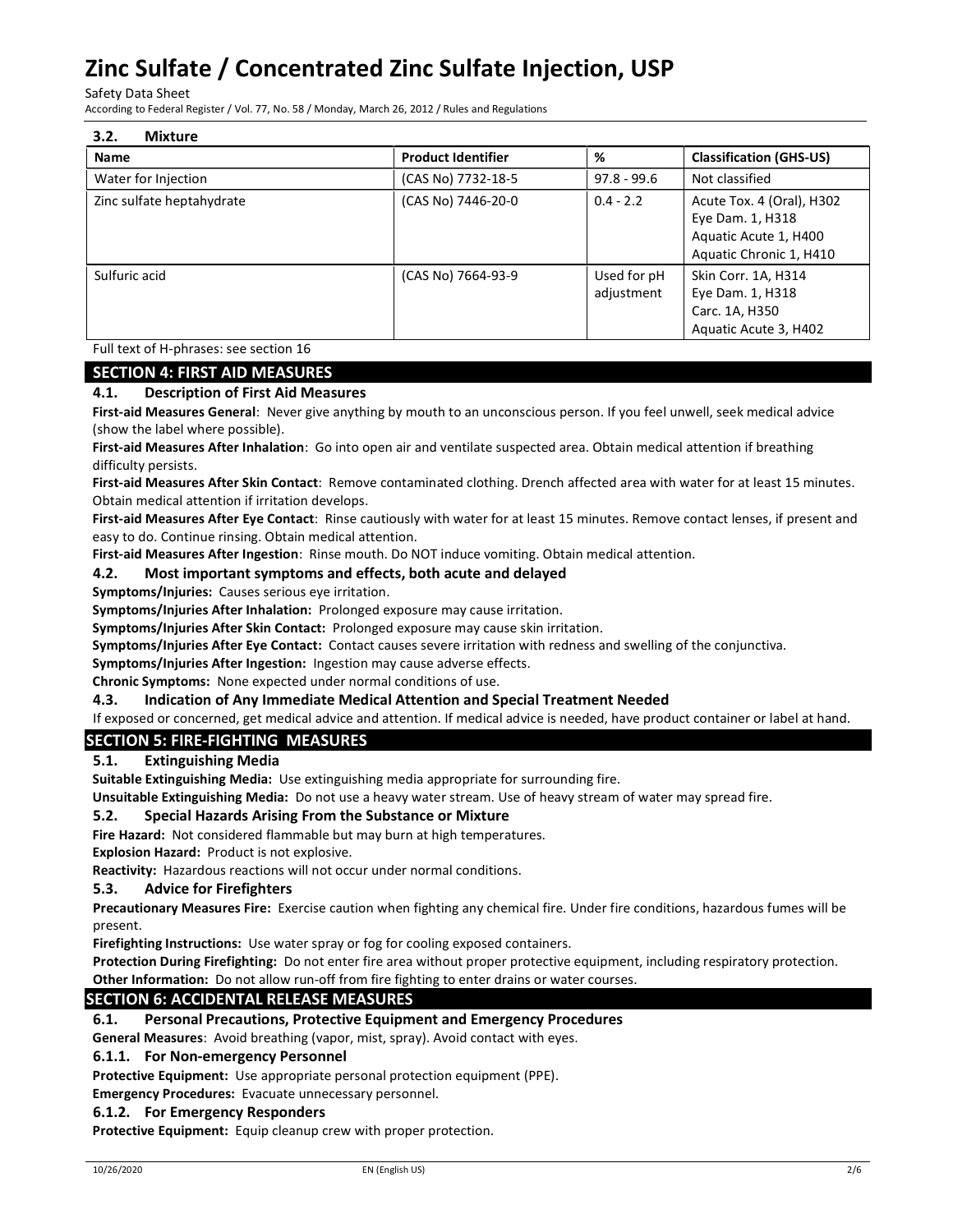### 3.2. Mixture

| Name | Product Identifier | % | Classification (GHS-US) |
|---|---|---|---|
| Water for Injection | (CAS No) 7732-18-5 | 97.8 - 99.6 | Not classified |
| Zinc sulfate heptahydrate | (CAS No) 7446-20-0 | 0.4 - 2.2 | Acute Tox. 4 (Oral), H302<br>Eye Dam. 1, H318<br>Aquatic Acute 1, H400<br>Aquatic Chronic 1, H410 |
| Sulfuric acid | (CAS No) 7664-93-9 | Used for pH adjustment | Skin Corr. 1A, H314<br>Eye Dam. 1, H318<br>Carc. 1A, H350<br>Aquatic Acute 3, H402 |

Full text of H-phrases: see section 16

## SECTION 4: FIRST AID MEASURES

### 4.1. Description of First Aid Measures

**First-aid Measures General**: Never give anything by mouth to an unconscious person. If you feel unwell, seek medical advice (show the label where possible).

**First-aid Measures After Inhalation**: Go into open air and ventilate suspected area. Obtain medical attention if breathing difficulty persists.

**First-aid Measures After Skin Contact**: Remove contaminated clothing. Drench affected area with water for at least 15 minutes. Obtain medical attention if irritation develops.

**First-aid Measures After Eye Contact**: Rinse cautiously with water for at least 15 minutes. Remove contact lenses, if present and easy to do. Continue rinsing. Obtain medical attention.

**First-aid Measures After Ingestion**: Rinse mouth. Do NOT induce vomiting. Obtain medical attention.

### 4.2. Most important symptoms and effects, both acute and delayed

**Symptoms/Injuries:** Causes serious eye irritation.

**Symptoms/Injuries After Inhalation:** Prolonged exposure may cause irritation.

**Symptoms/Injuries After Skin Contact:** Prolonged exposure may cause skin irritation.

**Symptoms/Injuries After Eye Contact:** Contact causes severe irritation with redness and swelling of the conjunctiva.

**Symptoms/Injuries After Ingestion:** Ingestion may cause adverse effects.

**Chronic Symptoms:** None expected under normal conditions of use.

### 4.3. Indication of Any Immediate Medical Attention and Special Treatment Needed

If exposed or concerned, get medical advice and attention. If medical advice is needed, have product container or label at hand.

## SECTION 5: FIRE-FIGHTING MEASURES

### 5.1. Extinguishing Media

**Suitable Extinguishing Media:** Use extinguishing media appropriate for surrounding fire.

**Unsuitable Extinguishing Media:** Do not use a heavy water stream. Use of heavy stream of water may spread fire.

### 5.2. Special Hazards Arising From the Substance or Mixture

**Fire Hazard:** Not considered flammable but may burn at high temperatures.

**Explosion Hazard:** Product is not explosive.

**Reactivity:** Hazardous reactions will not occur under normal conditions.

### 5.3. Advice for Firefighters

**Precautionary Measures Fire:** Exercise caution when fighting any chemical fire. Under fire conditions, hazardous fumes will be present.

**Firefighting Instructions:** Use water spray or fog for cooling exposed containers.

**Protection During Firefighting:** Do not enter fire area without proper protective equipment, including respiratory protection.

**Other Information:** Do not allow run-off from fire fighting to enter drains or water courses.

## SECTION 6: ACCIDENTAL RELEASE MEASURES

### 6.1. Personal Precautions, Protective Equipment and Emergency Procedures

**General Measures**: Avoid breathing (vapor, mist, spray). Avoid contact with eyes.

#### 6.1.1. For Non-emergency Personnel

**Protective Equipment:** Use appropriate personal protection equipment (PPE).

**Emergency Procedures:** Evacuate unnecessary personnel.

#### 6.1.2. For Emergency Responders

**Protective Equipment:** Equip cleanup crew with proper protection.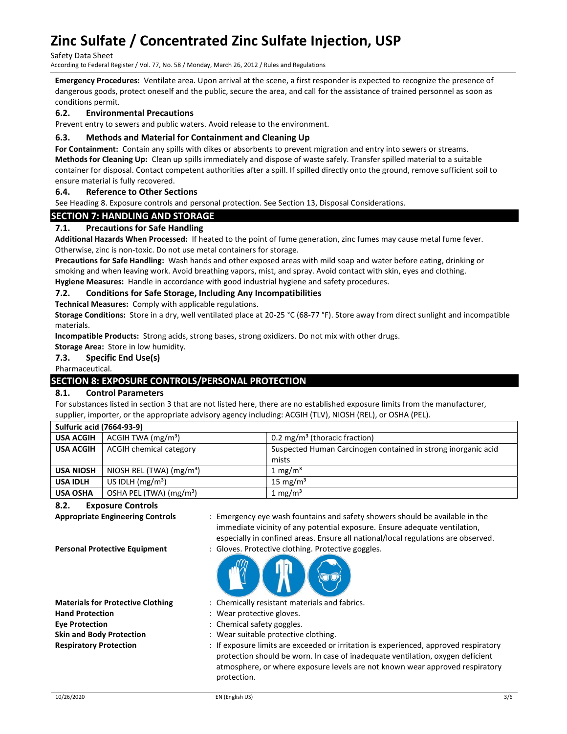**Emergency Procedures:** Ventilate area. Upon arrival at the scene, a first responder is expected to recognize the presence of dangerous goods, protect oneself and the public, secure the area, and call for the assistance of trained personnel as soon as conditions permit.

### 6.2. Environmental Precautions

Prevent entry to sewers and public waters. Avoid release to the environment.

### 6.3. Methods and Material for Containment and Cleaning Up

**For Containment:** Contain any spills with dikes or absorbents to prevent migration and entry into sewers or streams.

**Methods for Cleaning Up:** Clean up spills immediately and dispose of waste safely. Transfer spilled material to a suitable container for disposal. Contact competent authorities after a spill. If spilled directly onto the ground, remove sufficient soil to ensure material is fully recovered.

### 6.4. Reference to Other Sections

See Heading 8. Exposure controls and personal protection. See Section 13, Disposal Considerations.

## SECTION 7: HANDLING AND STORAGE

### 7.1. Precautions for Safe Handling

**Additional Hazards When Processed:** If heated to the point of fume generation, zinc fumes may cause metal fume fever. Otherwise, zinc is non-toxic. Do not use metal containers for storage.

**Precautions for Safe Handling:** Wash hands and other exposed areas with mild soap and water before eating, drinking or smoking and when leaving work. Avoid breathing vapors, mist, and spray. Avoid contact with skin, eyes and clothing.

**Hygiene Measures:** Handle in accordance with good industrial hygiene and safety procedures.

### 7.2. Conditions for Safe Storage, Including Any Incompatibilities

**Technical Measures:** Comply with applicable regulations.

**Storage Conditions:** Store in a dry, well ventilated place at 20-25 °C (68-77 °F). Store away from direct sunlight and incompatible materials.

**Incompatible Products:** Strong acids, strong bases, strong oxidizers. Do not mix with other drugs.

**Storage Area:** Store in low humidity.

### 7.3. Specific End Use(s)

Pharmaceutical.

## SECTION 8: EXPOSURE CONTROLS/PERSONAL PROTECTION

### 8.1. Control Parameters

For substances listed in section 3 that are not listed here, there are no established exposure limits from the manufacturer, supplier, importer, or the appropriate advisory agency including: ACGIH (TLV), NIOSH (REL), or OSHA (PEL).

| Sulfuric acid (7664-93-9) | | |
|---|---|---|
| **USA ACGIH** | ACGIH TWA (mg/m³) | 0.2 mg/m³ (thoracic fraction) |
| **USA ACGIH** | ACGIH chemical category | Suspected Human Carcinogen contained in strong inorganic acid mists |
| **USA NIOSH** | NIOSH REL (TWA) (mg/m³) | 1 mg/m³ |
| **USA IDLH** | US IDLH (mg/m³) | 15 mg/m³ |
| **USA OSHA** | OSHA PEL (TWA) (mg/m³) | 1 mg/m³ |

### 8.2. Exposure Controls

**Appropriate Engineering Controls** : Emergency eye wash fountains and safety showers should be available in the immediate vicinity of any potential exposure. Ensure adequate ventilation, especially in confined areas. Ensure all national/local regulations are observed.

**Personal Protective Equipment** : Gloves. Protective clothing. Protective goggles.

**Materials for Protective Clothing** : Chemically resistant materials and fabrics.

**Hand Protection** : Wear protective gloves.

**Eye Protection** : Chemical safety goggles.

**Skin and Body Protection** : Wear suitable protective clothing.

**Respiratory Protection** : If exposure limits are exceeded or irritation is experienced, approved respiratory protection should be worn. In case of inadequate ventilation, oxygen deficient atmosphere, or where exposure levels are not known wear approved respiratory protection.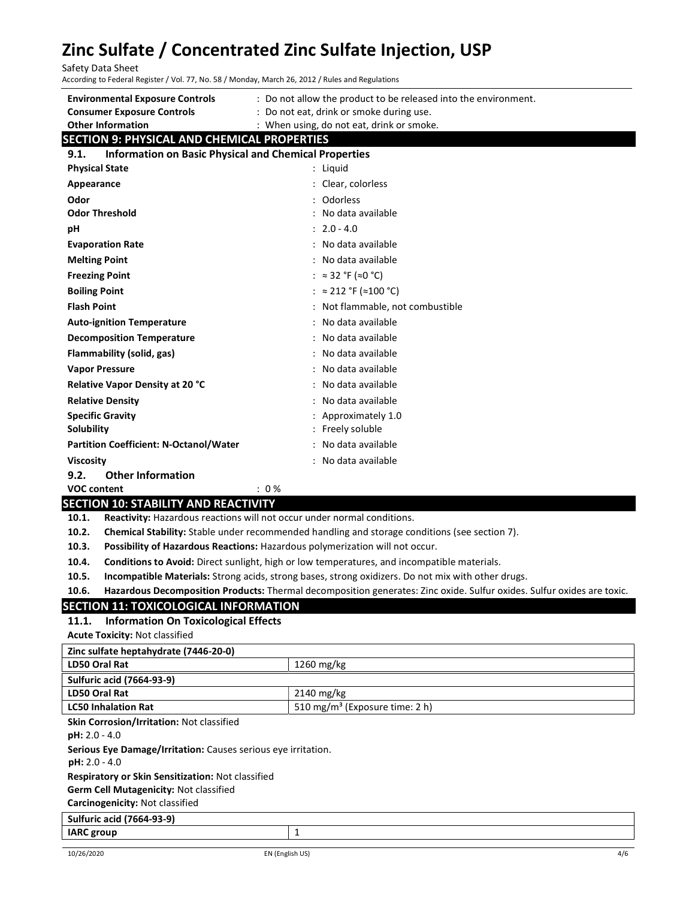| | |
|---|---|
| **Environmental Exposure Controls** | : Do not allow the product to be released into the environment. |
| **Consumer Exposure Controls** | : Do not eat, drink or smoke during use. |
| **Other Information** | : When using, do not eat, drink or smoke. |

## SECTION 9: PHYSICAL AND CHEMICAL PROPERTIES

### 9.1. Information on Basic Physical and Chemical Properties

| | |
|---|---|
| **Physical State** | : Liquid |
| **Appearance** | : Clear, colorless |
| **Odor** | : Odorless |
| **Odor Threshold** | : No data available |
| **pH** | : 2.0 - 4.0 |
| **Evaporation Rate** | : No data available |
| **Melting Point** | : No data available |
| **Freezing Point** | : ≈ 32 °F (≈0 °C) |
| **Boiling Point** | : ≈ 212 °F (≈100 °C) |
| **Flash Point** | : Not flammable, not combustible |
| **Auto-ignition Temperature** | : No data available |
| **Decomposition Temperature** | : No data available |
| **Flammability (solid, gas)** | : No data available |
| **Vapor Pressure** | : No data available |
| **Relative Vapor Density at 20 °C** | : No data available |
| **Relative Density** | : No data available |
| **Specific Gravity** | : Approximately 1.0 |
| **Solubility** | : Freely soluble |
| **Partition Coefficient: N-Octanol/Water** | : No data available |
| **Viscosity** | : No data available |

### 9.2. Other Information

**VOC content** : 0 %

## SECTION 10: STABILITY AND REACTIVITY

**10.1. Reactivity:** Hazardous reactions will not occur under normal conditions.

**10.2. Chemical Stability:** Stable under recommended handling and storage conditions (see section 7).

**10.3. Possibility of Hazardous Reactions:** Hazardous polymerization will not occur.

**10.4. Conditions to Avoid:** Direct sunlight, high or low temperatures, and incompatible materials.

**10.5. Incompatible Materials:** Strong acids, strong bases, strong oxidizers. Do not mix with other drugs.

**10.6. Hazardous Decomposition Products:** Thermal decomposition generates: Zinc oxide. Sulfur oxides. Sulfur oxides are toxic.

## SECTION 11: TOXICOLOGICAL INFORMATION

### 11.1. Information On Toxicological Effects

**Acute Toxicity:** Not classified

| **Zinc sulfate heptahydrate (7446-20-0)** | |
|---|---|
| **LD50 Oral Rat** | 1260 mg/kg |
| **Sulfuric acid (7664-93-9)** | |
| **LD50 Oral Rat** | 2140 mg/kg |
| **LC50 Inhalation Rat** | 510 $mg/m^3$ (Exposure time: 2 h) |

**Skin Corrosion/Irritation:** Not classified

**pH:** 2.0 - 4.0

**Serious Eye Damage/Irritation:** Causes serious eye irritation.

**pH:** 2.0 - 4.0

**Respiratory or Skin Sensitization:** Not classified

**Germ Cell Mutagenicity:** Not classified

**Carcinogenicity:** Not classified

| **Sulfuric acid (7664-93-9)** | |
|---|---|
| **IARC group** | 1 |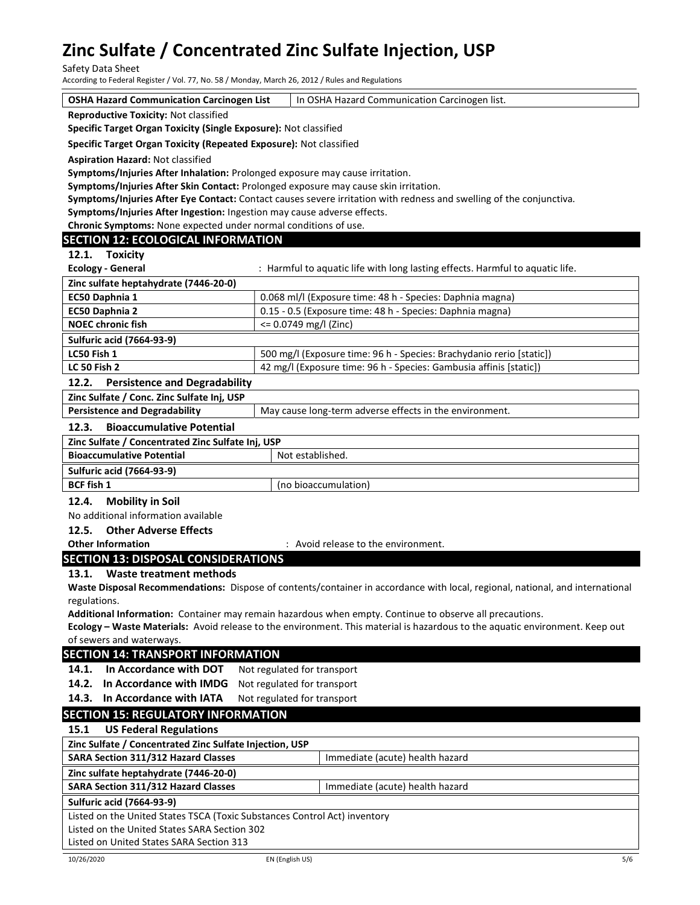| OSHA Hazard Communication Carcinogen List | In OSHA Hazard Communication Carcinogen list. |
|---|---|

**Reproductive Toxicity:** Not classified

**Specific Target Organ Toxicity (Single Exposure):** Not classified

**Specific Target Organ Toxicity (Repeated Exposure):** Not classified

**Aspiration Hazard:** Not classified

**Symptoms/Injuries After Inhalation:** Prolonged exposure may cause irritation.

**Symptoms/Injuries After Skin Contact:** Prolonged exposure may cause skin irritation.

**Symptoms/Injuries After Eye Contact:** Contact causes severe irritation with redness and swelling of the conjunctiva.

**Symptoms/Injuries After Ingestion:** Ingestion may cause adverse effects.

**Chronic Symptoms:** None expected under normal conditions of use.

## SECTION 12: ECOLOGICAL INFORMATION

### 12.1. Toxicity

**Ecology - General** : Harmful to aquatic life with long lasting effects. Harmful to aquatic life.

| Zinc sulfate heptahydrate (7446-20-0) | |
|---|---|
| EC50 Daphnia 1 | 0.068 ml/l (Exposure time: 48 h - Species: Daphnia magna) |
| EC50 Daphnia 2 | 0.15 - 0.5 (Exposure time: 48 h - Species: Daphnia magna) |
| NOEC chronic fish | <= 0.0749 mg/l (Zinc) |
| **Sulfuric acid (7664-93-9)** | |
| LC50 Fish 1 | 500 mg/l (Exposure time: 96 h - Species: Brachydanio rerio [static]) |
| LC 50 Fish 2 | 42 mg/l (Exposure time: 96 h - Species: Gambusia affinis [static]) |

### 12.2. Persistence and Degradability

| Zinc Sulfate / Conc. Zinc Sulfate Inj, USP | |
|---|---|
| Persistence and Degradability | May cause long-term adverse effects in the environment. |

### 12.3. Bioaccumulative Potential

| Zinc Sulfate / Concentrated Zinc Sulfate Inj, USP | |
|---|---|
| Bioaccumulative Potential | Not established. |
| **Sulfuric acid (7664-93-9)** | |
| BCF fish 1 | (no bioaccumulation) |

### 12.4. Mobility in Soil

No additional information available

### 12.5. Other Adverse Effects

**Other Information** : Avoid release to the environment.

## SECTION 13: DISPOSAL CONSIDERATIONS

### 13.1. Waste treatment methods

**Waste Disposal Recommendations:** Dispose of contents/container in accordance with local, regional, national, and international regulations.

**Additional Information:** Container may remain hazardous when empty. Continue to observe all precautions.

**Ecology – Waste Materials:** Avoid release to the environment. This material is hazardous to the aquatic environment. Keep out of sewers and waterways.

## SECTION 14: TRANSPORT INFORMATION

**14.1. In Accordance with DOT** Not regulated for transport

**14.2. In Accordance with IMDG** Not regulated for transport

**14.3. In Accordance with IATA** Not regulated for transport

## SECTION 15: REGULATORY INFORMATION

### 15.1 US Federal Regulations

| Zinc Sulfate / Concentrated Zinc Sulfate Injection, USP | |
|---|---|
| SARA Section 311/312 Hazard Classes | Immediate (acute) health hazard |
| **Zinc sulfate heptahydrate (7446-20-0)** | |
| SARA Section 311/312 Hazard Classes | Immediate (acute) health hazard |
| **Sulfuric acid (7664-93-9)** | |
| Listed on the United States TSCA (Toxic Substances Control Act) inventory<br>Listed on the United States SARA Section 302<br>Listed on United States SARA Section 313 | |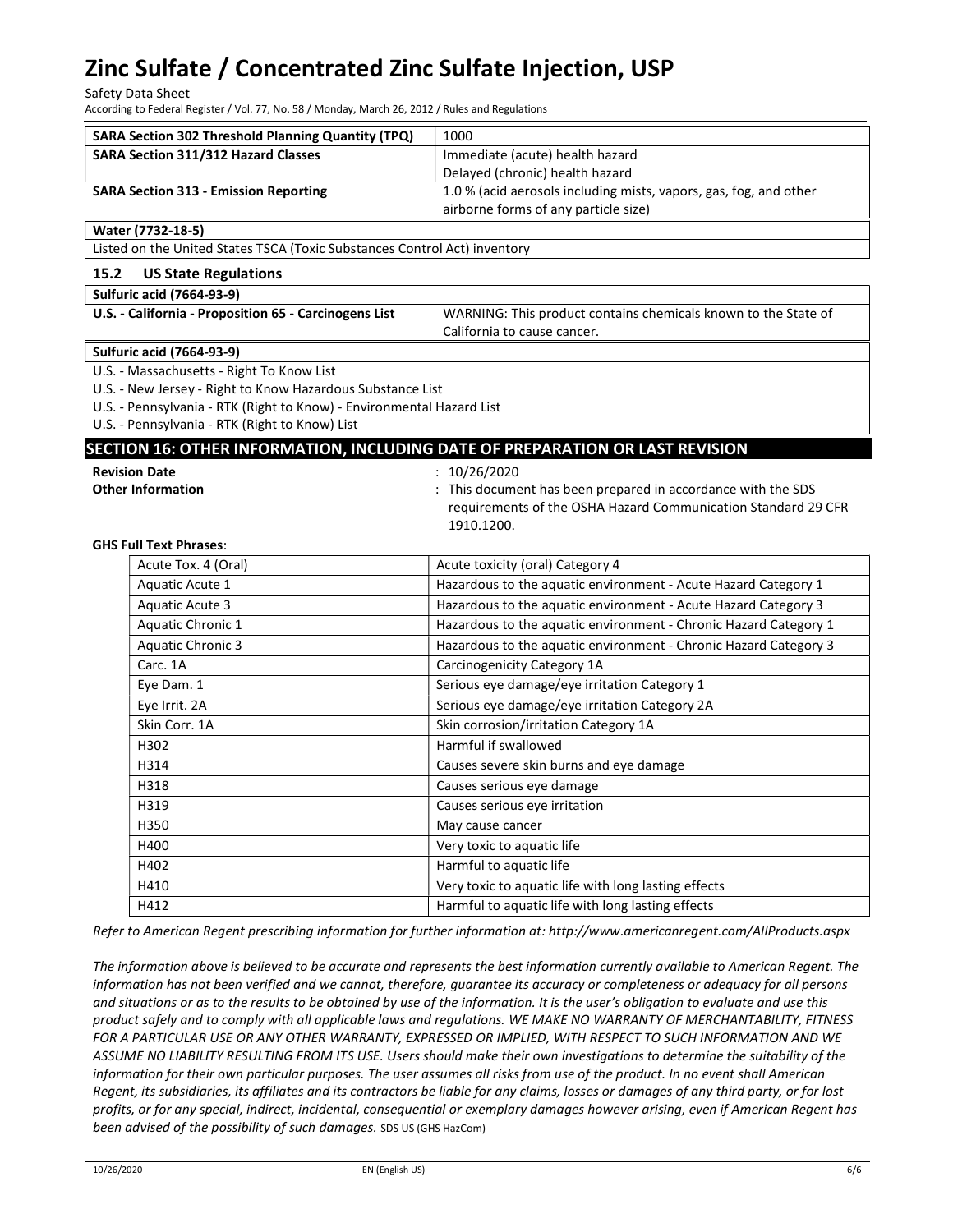| | |
|---|---|
| **SARA Section 302 Threshold Planning Quantity (TPQ)** | 1000 |
| **SARA Section 311/312 Hazard Classes** | Immediate (acute) health hazard<br>Delayed (chronic) health hazard |
| **SARA Section 313 - Emission Reporting** | 1.0 % (acid aerosols including mists, vapors, gas, fog, and other airborne forms of any particle size) |

**Water (7732-18-5)**

Listed on the United States TSCA (Toxic Substances Control Act) inventory

### 15.2 US State Regulations

**Sulfuric acid (7664-93-9)**

| | |
|---|---|
| **U.S. - California - Proposition 65 - Carcinogens List** | WARNING: This product contains chemicals known to the State of California to cause cancer. |

**Sulfuric acid (7664-93-9)**

U.S. - Massachusetts - Right To Know List

U.S. - New Jersey - Right to Know Hazardous Substance List

U.S. - Pennsylvania - RTK (Right to Know) - Environmental Hazard List

U.S. - Pennsylvania - RTK (Right to Know) List

## SECTION 16: OTHER INFORMATION, INCLUDING DATE OF PREPARATION OR LAST REVISION

**Revision Date** : 10/26/2020

**Other Information** : This document has been prepared in accordance with the SDS requirements of the OSHA Hazard Communication Standard 29 CFR 1910.1200.

**GHS Full Text Phrases**:

| | |
|---|---|
| Acute Tox. 4 (Oral) | Acute toxicity (oral) Category 4 |
| Aquatic Acute 1 | Hazardous to the aquatic environment - Acute Hazard Category 1 |
| Aquatic Acute 3 | Hazardous to the aquatic environment - Acute Hazard Category 3 |
| Aquatic Chronic 1 | Hazardous to the aquatic environment - Chronic Hazard Category 1 |
| Aquatic Chronic 3 | Hazardous to the aquatic environment - Chronic Hazard Category 3 |
| Carc. 1A | Carcinogenicity Category 1A |
| Eye Dam. 1 | Serious eye damage/eye irritation Category 1 |
| Eye Irrit. 2A | Serious eye damage/eye irritation Category 2A |
| Skin Corr. 1A | Skin corrosion/irritation Category 1A |
| H302 | Harmful if swallowed |
| H314 | Causes severe skin burns and eye damage |
| H318 | Causes serious eye damage |
| H319 | Causes serious eye irritation |
| H350 | May cause cancer |
| H400 | Very toxic to aquatic life |
| H402 | Harmful to aquatic life |
| H410 | Very toxic to aquatic life with long lasting effects |
| H412 | Harmful to aquatic life with long lasting effects |

*Refer to American Regent prescribing information for further information at: http://www.americanregent.com/AllProducts.aspx*

*The information above is believed to be accurate and represents the best information currently available to American Regent. The information has not been verified and we cannot, therefore, guarantee its accuracy or completeness or adequacy for all persons and situations or as to the results to be obtained by use of the information. It is the user's obligation to evaluate and use this product safely and to comply with all applicable laws and regulations. WE MAKE NO WARRANTY OF MERCHANTABILITY, FITNESS FOR A PARTICULAR USE OR ANY OTHER WARRANTY, EXPRESSED OR IMPLIED, WITH RESPECT TO SUCH INFORMATION AND WE ASSUME NO LIABILITY RESULTING FROM ITS USE. Users should make their own investigations to determine the suitability of the information for their own particular purposes. The user assumes all risks from use of the product. In no event shall American Regent, its subsidiaries, its affiliates and its contractors be liable for any claims, losses or damages of any third party, or for lost profits, or for any special, indirect, incidental, consequential or exemplary damages however arising, even if American Regent has been advised of the possibility of such damages.* SDS US (GHS HazCom)